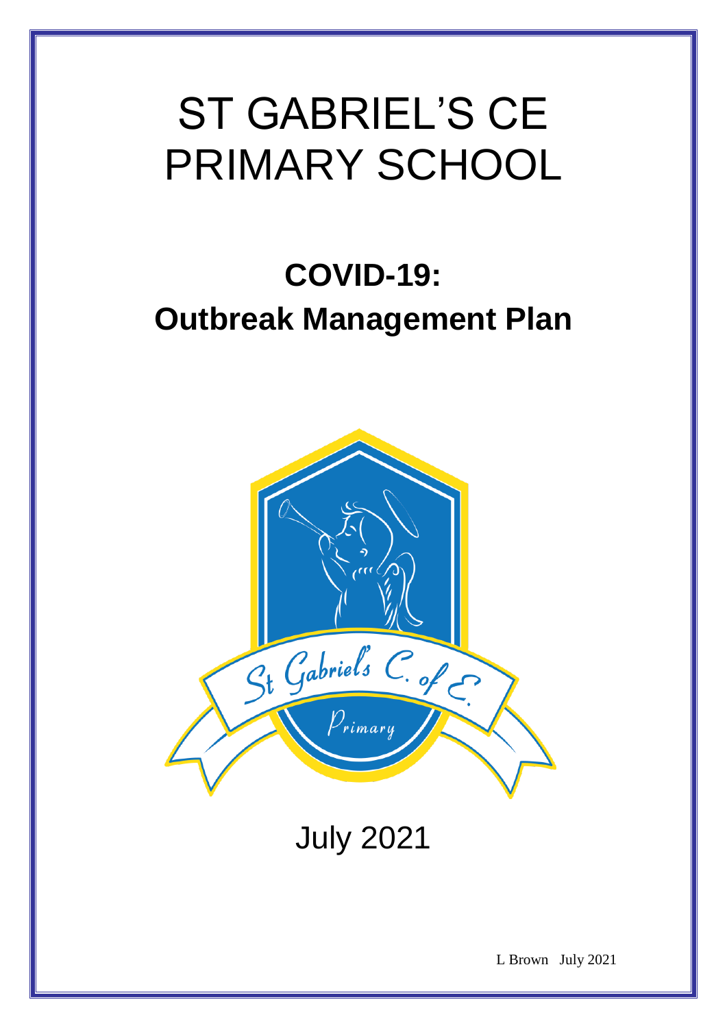# ST GABRIEL'S CE PRIMARY SCHOOL

## COVID-19: Outbreak Management Plan

July 2021

L Brown July 2021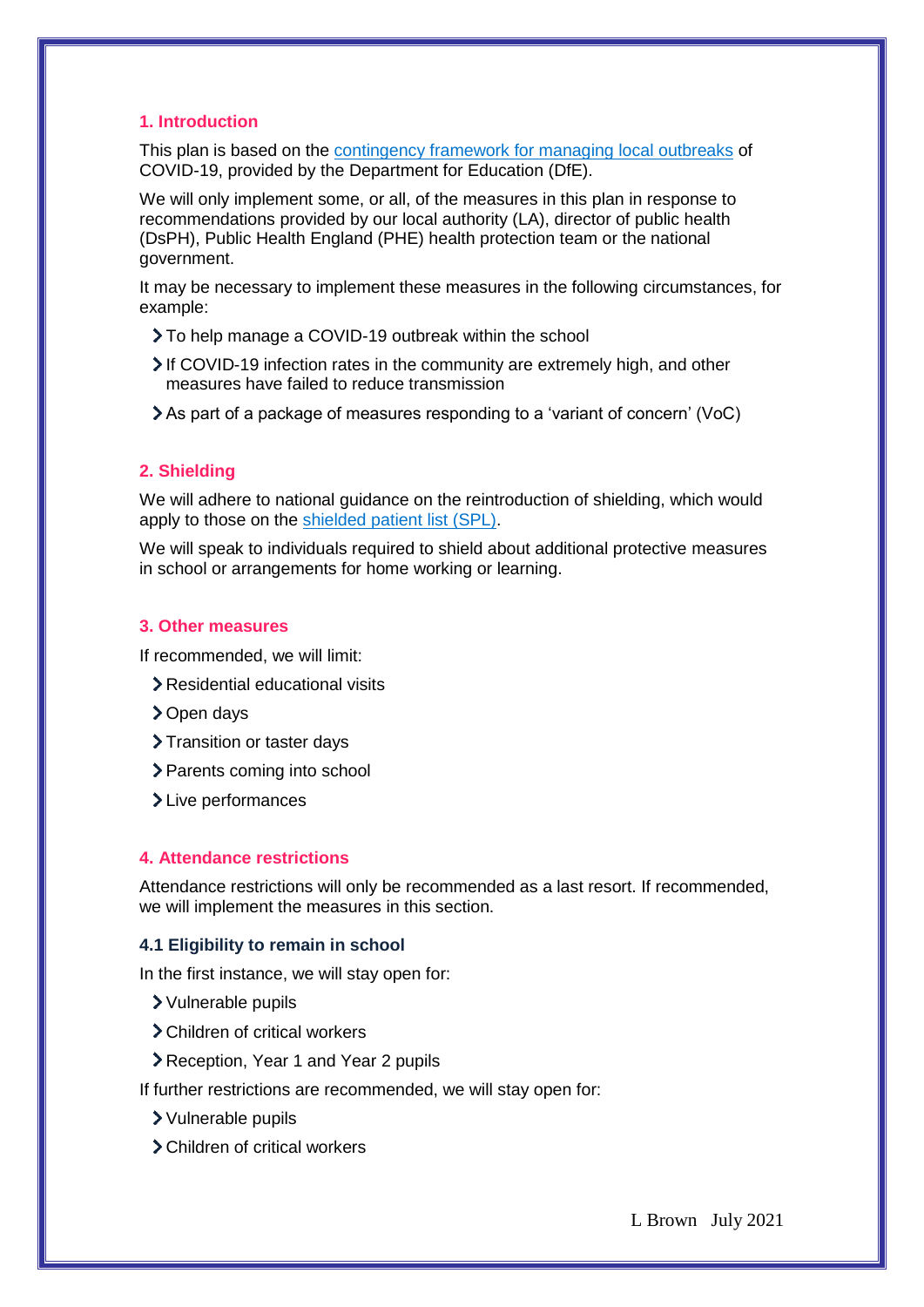## 1. Introduction

This plan is based on the [contingency framework for managing local outbreaks] of COVID-19, provided by the Department for Education (DfE).

We will only implement some, or all, of the measures in this plan in response to recommendations provided by our local authority (LA), director of public health (DsPH), Public Health England (PHE) health protection team or the national government.

It may be necessary to implement these measures in the following circumstances, for example:

- To help manage a COVID-19 outbreak within the school
- If COVID-19 infection rates in the community are extremely high, and other measures have failed to reduce transmission
- As part of a package of measures responding to a 'variant of concern' (VoC)

## 2. Shielding

We will adhere to national guidance on the reintroduction of shielding, which would apply to those on the [shielded patient list (SPL)].

We will speak to individuals required to shield about additional protective measures in school or arrangements for home working or learning.

## 3. Other measures

If recommended, we will limit:

- Residential educational visits
- Open days
- Transition or taster days
- Parents coming into school
- Live performances

## 4. Attendance restrictions

Attendance restrictions will only be recommended as a last resort. If recommended, we will implement the measures in this section.

### 4.1 Eligibility to remain in school

In the first instance, we will stay open for:

- Vulnerable pupils
- Children of critical workers
- Reception, Year 1 and Year 2 pupils

If further restrictions are recommended, we will stay open for:

- Vulnerable pupils
- Children of critical workers

L Brown July 2021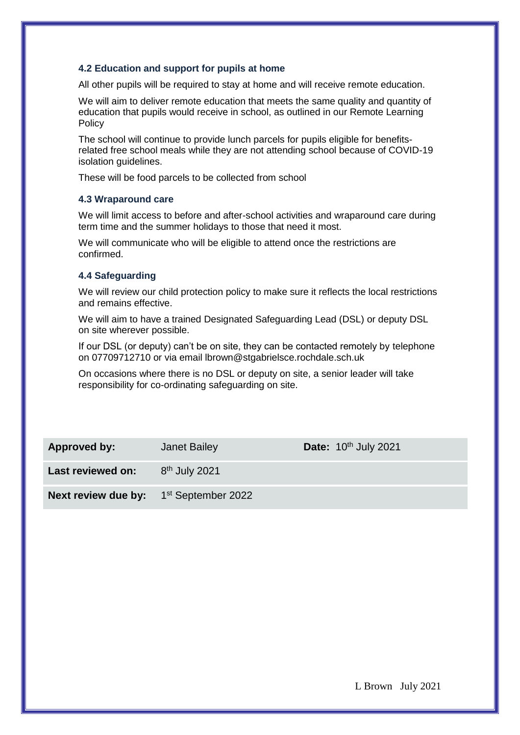### 4.2 Education and support for pupils at home

All other pupils will be required to stay at home and will receive remote education.

We will aim to deliver remote education that meets the same quality and quantity of education that pupils would receive in school, as outlined in our Remote Learning Policy

The school will continue to provide lunch parcels for pupils eligible for benefits-related free school meals while they are not attending school because of COVID-19 isolation guidelines.

These will be food parcels to be collected from school

### 4.3 Wraparound care

We will limit access to before and after-school activities and wraparound care during term time and the summer holidays to those that need it most.

We will communicate who will be eligible to attend once the restrictions are confirmed.

### 4.4 Safeguarding

We will review our child protection policy to make sure it reflects the local restrictions and remains effective.

We will aim to have a trained Designated Safeguarding Lead (DSL) or deputy DSL on site wherever possible.

If our DSL (or deputy) can't be on site, they can be contacted remotely by telephone on 07709712710 or via email lbrown@stgabrielsce.rochdale.sch.uk

On occasions where there is no DSL or deputy on site, a senior leader will take responsibility for co-ordinating safeguarding on site.

| | | |
|---|---|---|
| **Approved by:** | Janet Bailey | **Date:** 10th July 2021 |
| **Last reviewed on:** | 8th July 2021 | |
| **Next review due by:** | 1st September 2022 | |

L Brown July 2021